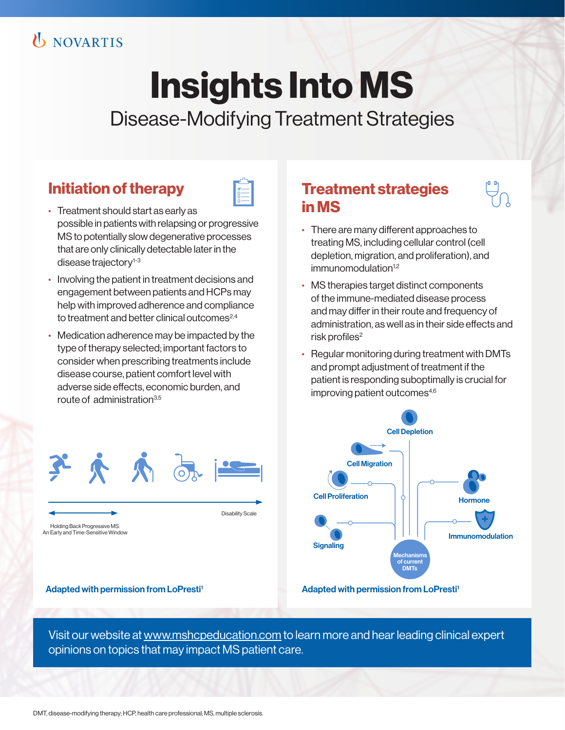NOVARTIS

# Insights Into MS

## Disease-Modifying Treatment Strategies

### Initiation of therapy

- Treatment should start as early as possible in patients with relapsing or progressive MS to potentially slow degenerative processes that are only clinically detectable later in the disease trajectory[1-3]
- Involving the patient in treatment decisions and engagement between patients and HCPs may help with improved adherence and compliance to treatment and better clinical outcomes[2,4]
- Medication adherence may be impacted by the type of therapy selected; important factors to consider when prescribing treatments include disease course, patient comfort level with adverse side effects, economic burden, and route of administration[3,5]

Disability Scale

Holding Back Progressive MS: An Early and Time-Sensitive Window

**Adapted with permission from LoPresti[1]**

### Treatment strategies in MS

- There are many different approaches to treating MS, including cellular control (cell depletion, migration, and proliferation), and immunomodulation[1,2]
- MS therapies target distinct components of the immune-mediated disease process and may differ in their route and frequency of administration, as well as in their side effects and risk profiles[2]
- Regular monitoring during treatment with DMTs and prompt adjustment of treatment if the patient is responding suboptimally is crucial for improving patient outcomes[4,6]

Cell Depletion

Cell Migration

Cell Proliferation

Hormone

Immunomodulation

Signaling

Mechanisms of current DMTs

**Adapted with permission from LoPresti[1]**

Visit our website at www.mshcpeducation.com to learn more and hear leading clinical expert opinions on topics that may impact MS patient care.

DMT, disease-modifying therapy; HCP, health care professional; MS, multiple sclerosis.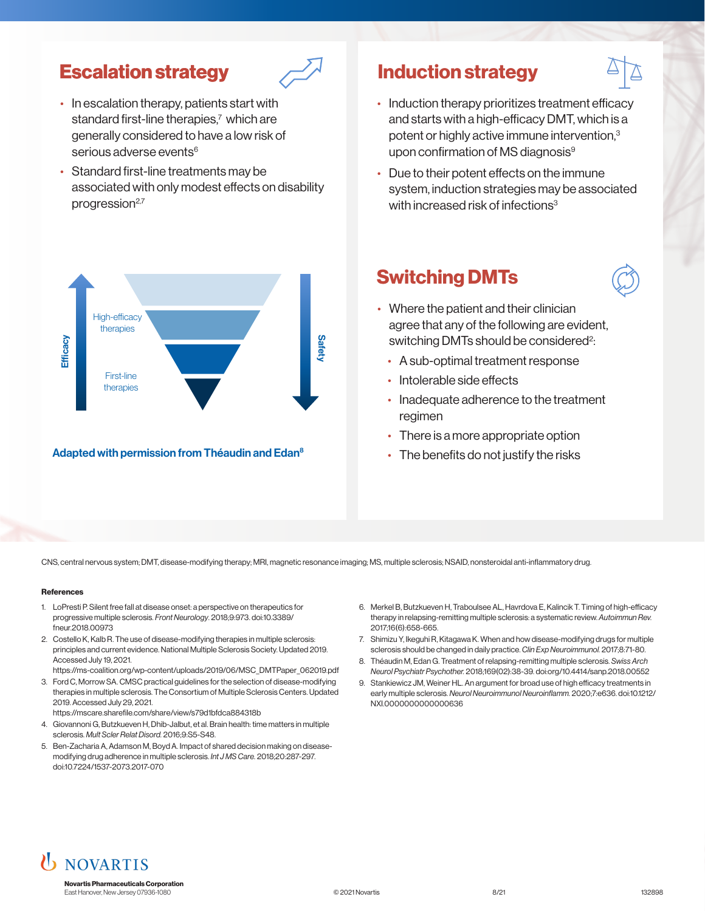## Escalation strategy

- In escalation therapy, patients start with standard first-line therapies,[7] which are generally considered to have a low risk of serious adverse events[6]
- Standard first-line treatments may be associated with only modest effects on disability progression[2,7]

Efficacy

High-efficacy therapies

First-line therapies

Safety

**Adapted with permission from Théaudin and Edan[8]**

## Induction strategy

- Induction therapy prioritizes treatment efficacy and starts with a high-efficacy DMT, which is a potent or highly active immune intervention,[3] upon confirmation of MS diagnosis[9]
- Due to their potent effects on the immune system, induction strategies may be associated with increased risk of infections[3]

## Switching DMTs

- Where the patient and their clinician agree that any of the following are evident, switching DMTs should be considered[2]:
  - A sub-optimal treatment response
  - Intolerable side effects
  - Inadequate adherence to the treatment regimen
  - There is a more appropriate option
  - The benefits do not justify the risks

CNS, central nervous system; DMT, disease-modifying therapy; MRI, magnetic resonance imaging; MS, multiple sclerosis; NSAID, nonsteroidal anti-inflammatory drug.

**References**

1. LoPresti P. Silent free fall at disease onset: a perspective on therapeutics for progressive multiple sclerosis. *Front Neurology.* 2018;9:973. doi:10.3389/fneur.2018.00973
2. Costello K, Kalb R. The use of disease-modifying therapies in multiple sclerosis: principles and current evidence. National Multiple Sclerosis Society. Updated 2019. Accessed July 19, 2021. https://ms-coalition.org/wp-content/uploads/2019/06/MSC_DMTPaper_062019.pdf
3. Ford C, Morrow SA. CMSC practical guidelines for the selection of disease-modifying therapies in multiple sclerosis. The Consortium of Multiple Sclerosis Centers. Updated 2019. Accessed July 29, 2021. https://mscare.sharefile.com/share/view/s79d1bfdca884318b
4. Giovannoni G, Butzkueven H, Dhib-Jalbut, et al. Brain health: time matters in multiple sclerosis. *Mult Scler Relat Disord.* 2016;9:S5-S48.
5. Ben-Zacharia A, Adamson M, Boyd A. Impact of shared decision making on disease-modifying drug adherence in multiple sclerosis. *Int J MS Care.* 2018;20:287-297. doi:10.7224/1537-2073.2017-070
6. Merkel B, Butzkueven H, Traboulsee AL, Havrdova E, Kalincik T. Timing of high-efficacy therapy in relapsing-remitting multiple sclerosis: a systematic review. *Autoimmun Rev.* 2017;16(6):658-665.
7. Shimizu Y, Ikeguhi R, Kitagawa K. When and how disease-modifying drugs for multiple sclerosis should be changed in daily practice. *Clin Exp Neuroimmunol.* 2017;8:71-80.
8. Théaudin M, Edan G. Treatment of relapsing-remitting multiple sclerosis. *Swiss Arch Neurol Psychiatr Psychother.* 2018;169(02):38-39. doi:org/10.4414/sanp.2018.00552
9. Stankiewicz JM, Weiner HL. An argument for broad use of high efficacy treatments in early multiple sclerosis. *Neurol Neuroimmunol Neuroinflamm.* 2020;7:e636. doi:10.1212/NXI.0000000000000636

NOVARTIS

**Novartis Pharmaceuticals Corporation**
East Hanover, New Jersey 07936-1080

© 2021 Novartis 8/21 132898